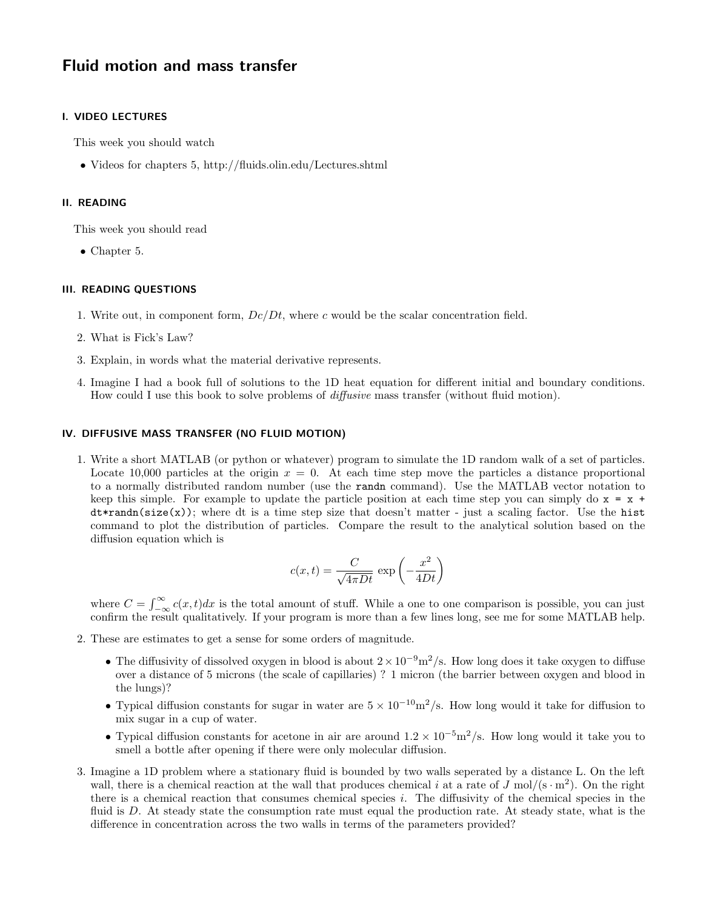# Fluid motion and mass transfer

## I. VIDEO LECTURES

This week you should watch

- Videos for chapters 5, http://fluids.olin.edu/Lectures.shtml

## II. READING

This week you should read

- Chapter 5.

## III. READING QUESTIONS

1. Write out, in component form, $Dc/Dt$, where $c$ would be the scalar concentration field.
2. What is Fick's Law?
3. Explain, in words what the material derivative represents.
4. Imagine I had a book full of solutions to the 1D heat equation for different initial and boundary conditions. How could I use this book to solve problems of *diffusive* mass transfer (without fluid motion).

## IV. DIFFUSIVE MASS TRANSFER (NO FLUID MOTION)

1. Write a short MATLAB (or python or whatever) program to simulate the 1D random walk of a set of particles. Locate 10,000 particles at the origin $x = 0$. At each time step move the particles a distance proportional to a normally distributed random number (use the `randn` command). Use the MATLAB vector notation to keep this simple. For example to update the particle position at each time step you can simply do `x = x + dt*randn(size(x));` where dt is a time step size that doesn't matter - just a scaling factor. Use the `hist` command to plot the distribution of particles. Compare the result to the analytical solution based on the diffusion equation which is

$$c(x,t) = \frac{C}{\sqrt{4\pi Dt}} \exp\left(-\frac{x^2}{4Dt}\right)$$

   where $C = \int_{-\infty}^{\infty} c(x,t)dx$ is the total amount of stuff. While a one to one comparison is possible, you can just confirm the result qualitatively. If your program is more than a few lines long, see me for some MATLAB help.

2. These are estimates to get a sense for some orders of magnitude.
   - The diffusivity of dissolved oxygen in blood is about $2 \times 10^{-9}\text{m}^2/\text{s}$. How long does it take oxygen to diffuse over a distance of 5 microns (the scale of capillaries) ? 1 micron (the barrier between oxygen and blood in the lungs)?
   - Typical diffusion constants for sugar in water are $5 \times 10^{-10}\text{m}^2/\text{s}$. How long would it take for diffusion to mix sugar in a cup of water.
   - Typical diffusion constants for acetone in air are around $1.2 \times 10^{-5}\text{m}^2/\text{s}$. How long would it take you to smell a bottle after opening if there were only molecular diffusion.

3. Imagine a 1D problem where a stationary fluid is bounded by two walls seperated by a distance L. On the left wall, there is a chemical reaction at the wall that produces chemical $i$ at a rate of $J$ mol/$(\text{s} \cdot \text{m}^2)$. On the right there is a chemical reaction that consumes chemical species $i$. The diffusivity of the chemical species in the fluid is $D$. At steady state the consumption rate must equal the production rate. At steady state, what is the difference in concentration across the two walls in terms of the parameters provided?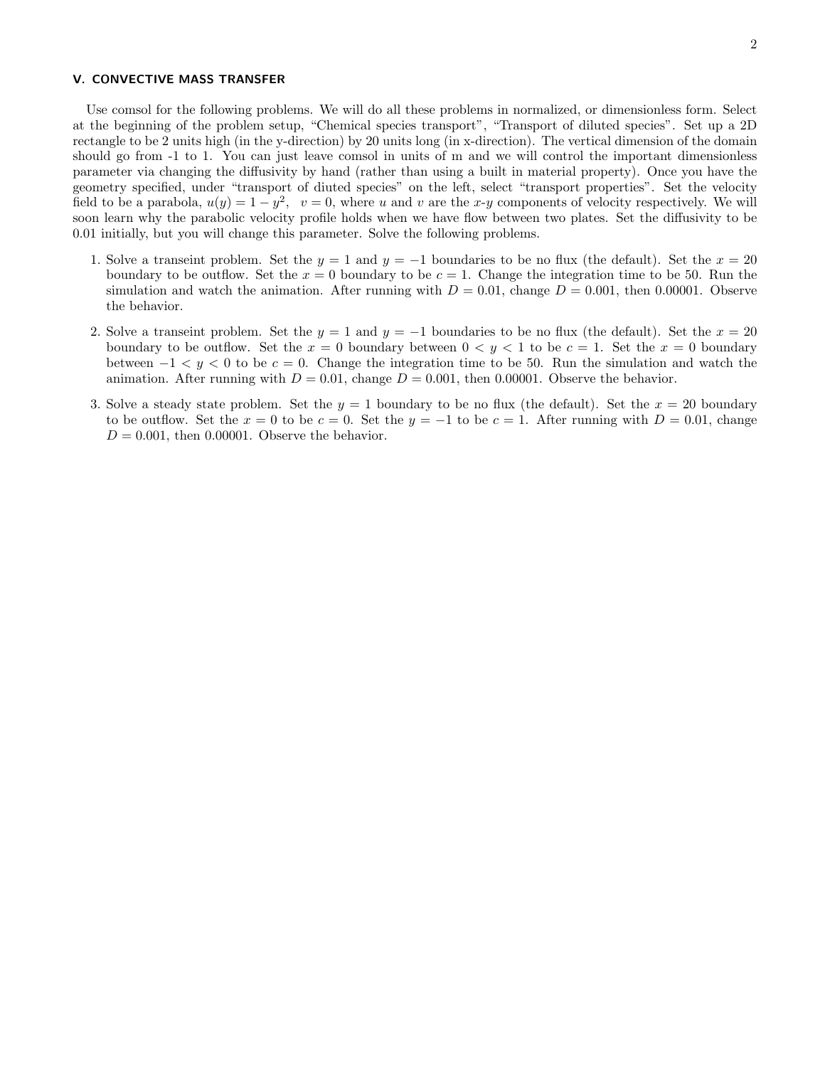## V. CONVECTIVE MASS TRANSFER

Use comsol for the following problems. We will do all these problems in normalized, or dimensionless form. Select at the beginning of the problem setup, "Chemical species transport", "Transport of diluted species". Set up a 2D rectangle to be 2 units high (in the y-direction) by 20 units long (in x-direction). The vertical dimension of the domain should go from -1 to 1. You can just leave comsol in units of m and we will control the important dimensionless parameter via changing the diffusivity by hand (rather than using a built in material property). Once you have the geometry specified, under "transport of diuted species" on the left, select "transport properties". Set the velocity field to be a parabola, $u(y) = 1 - y^2$, $v = 0$, where $u$ and $v$ are the $x$-$y$ components of velocity respectively. We will soon learn why the parabolic velocity profile holds when we have flow between two plates. Set the diffusivity to be 0.01 initially, but you will change this parameter. Solve the following problems.

1. Solve a transeint problem. Set the $y = 1$ and $y = -1$ boundaries to be no flux (the default). Set the $x = 20$ boundary to be outflow. Set the $x = 0$ boundary to be $c = 1$. Change the integration time to be 50. Run the simulation and watch the animation. After running with $D = 0.01$, change $D = 0.001$, then 0.00001. Observe the behavior.

2. Solve a transeint problem. Set the $y = 1$ and $y = -1$ boundaries to be no flux (the default). Set the $x = 20$ boundary to be outflow. Set the $x = 0$ boundary between $0 < y < 1$ to be $c = 1$. Set the $x = 0$ boundary between $-1 < y < 0$ to be $c = 0$. Change the integration time to be 50. Run the simulation and watch the animation. After running with $D = 0.01$, change $D = 0.001$, then 0.00001. Observe the behavior.

3. Solve a steady state problem. Set the $y = 1$ boundary to be no flux (the default). Set the $x = 20$ boundary to be outflow. Set the $x = 0$ to be $c = 0$. Set the $y = -1$ to be $c = 1$. After running with $D = 0.01$, change $D = 0.001$, then 0.00001. Observe the behavior.